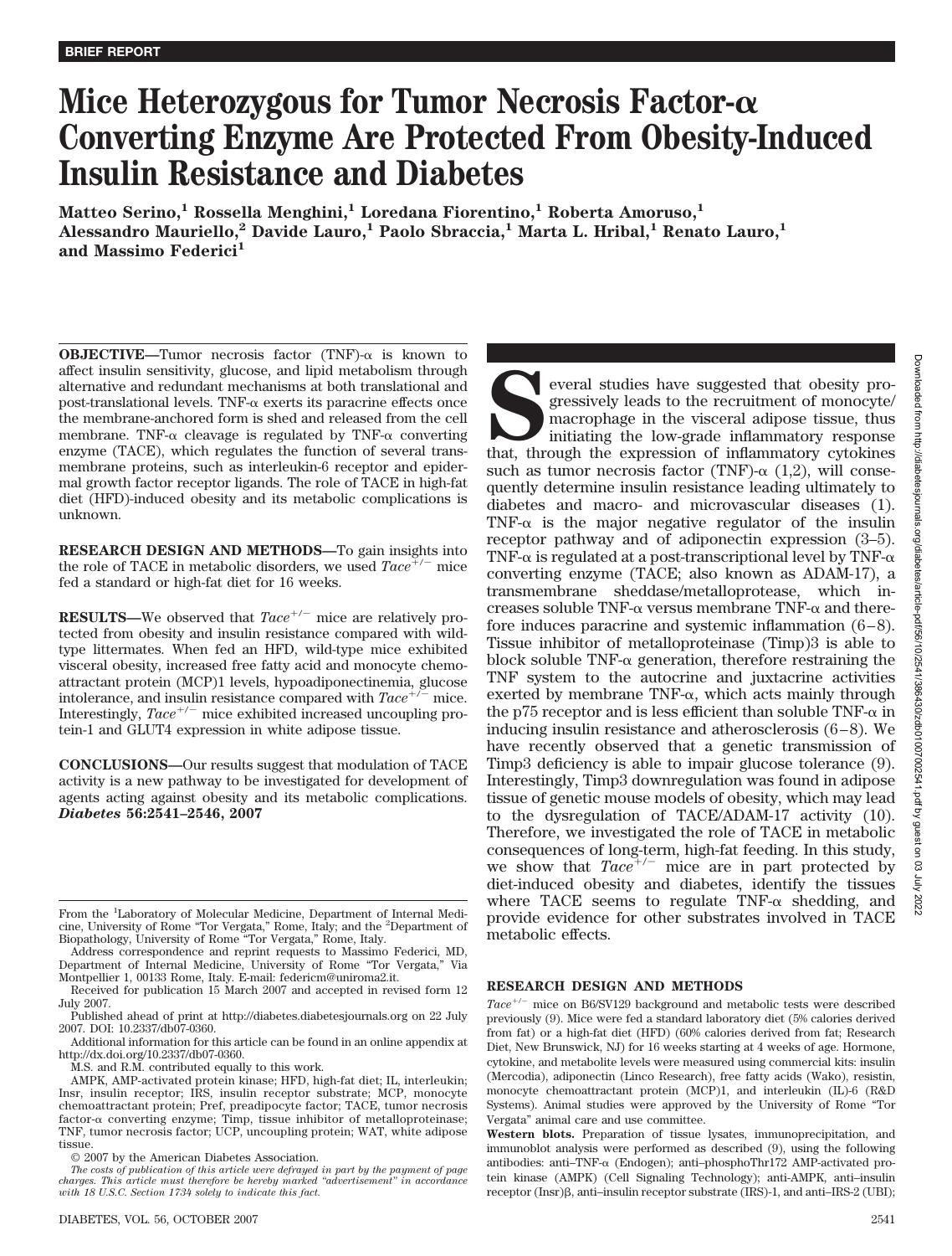BRIEF REPORT

# Mice Heterozygous for Tumor Necrosis Factor-α Converting Enzyme Are Protected From Obesity-Induced Insulin Resistance and Diabetes

**Matteo Serino,[1] Rossella Menghini,[1] Loredana Fiorentino,[1] Roberta Amoruso,[1] Alessandro Mauriello,[2] Davide Lauro,[1] Paolo Sbraccia,[1] Marta L. Hribal,[1] Renato Lauro,[1] and Massimo Federici[1]**

**OBJECTIVE**—Tumor necrosis factor (TNF)-α is known to affect insulin sensitivity, glucose, and lipid metabolism through alternative and redundant mechanisms at both translational and post-translational levels. TNF-α exerts its paracrine effects once the membrane-anchored form is shed and released from the cell membrane. TNF-α cleavage is regulated by TNF-α converting enzyme (TACE), which regulates the function of several transmembrane proteins, such as interleukin-6 receptor and epidermal growth factor receptor ligands. The role of TACE in high-fat diet (HFD)-induced obesity and its metabolic complications is unknown.

**RESEARCH DESIGN AND METHODS**—To gain insights into the role of TACE in metabolic disorders, we used $Tace^{+/-}$ mice fed a standard or high-fat diet for 16 weeks.

**RESULTS**—We observed that $Tace^{+/-}$ mice are relatively protected from obesity and insulin resistance compared with wild-type littermates. When fed an HFD, wild-type mice exhibited visceral obesity, increased free fatty acid and monocyte chemoattractant protein (MCP)1 levels, hypoadiponectinemia, glucose intolerance, and insulin resistance compared with $Tace^{+/-}$ mice. Interestingly, $Tace^{+/-}$ mice exhibited increased uncoupling protein-1 and GLUT4 expression in white adipose tissue.

**CONCLUSIONS**—Our results suggest that modulation of TACE activity is a new pathway to be investigated for development of agents acting against obesity and its metabolic complications. ***Diabetes* 56:2541–2546, 2007**

From the [1]Laboratory of Molecular Medicine, Department of Internal Medicine, University of Rome "Tor Vergata," Rome, Italy; and the [2]Department of Biopathology, University of Rome "Tor Vergata," Rome, Italy.

Address correspondence and reprint requests to Massimo Federici, MD, Department of Internal Medicine, University of Rome "Tor Vergata," Via Montpellier 1, 00133 Rome, Italy. E-mail: federicm@uniroma2.it.

Received for publication 15 March 2007 and accepted in revised form 12 July 2007.

Published ahead of print at http://diabetes.diabetesjournals.org on 22 July 2007. DOI: 10.2337/db07-0360.

Additional information for this article can be found in an online appendix at http://dx.doi.org/10.2337/db07-0360.

M.S. and R.M. contributed equally to this work.

AMPK, AMP-activated protein kinase; HFD, high-fat diet; IL, interleukin; Insr, insulin receptor; IRS, insulin receptor substrate; MCP, monocyte chemoattractant protein; Pref, preadipocyte factor; TACE, tumor necrosis factor-α converting enzyme; Timp, tissue inhibitor of metalloproteinase; TNF, tumor necrosis factor; UCP, uncoupling protein; WAT, white adipose tissue.

© 2007 by the American Diabetes Association.

*The costs of publication of this article were defrayed in part by the payment of page charges. This article must therefore be hereby marked "advertisement" in accordance with 18 U.S.C. Section 1734 solely to indicate this fact.*

Several studies have suggested that obesity progressively leads to the recruitment of monocyte/macrophage in the visceral adipose tissue, thus initiating the low-grade inflammatory response that, through the expression of inflammatory cytokines such as tumor necrosis factor (TNF)-α (1,2), will consequently determine insulin resistance leading ultimately to diabetes and macro- and microvascular diseases (1). TNF-α is the major negative regulator of the insulin receptor pathway and of adiponectin expression (3–5). TNF-α is regulated at a post-transcriptional level by TNF-α converting enzyme (TACE; also known as ADAM-17), a transmembrane sheddase/metalloprotease, which increases soluble TNF-α versus membrane TNF-α and therefore induces paracrine and systemic inflammation (6–8). Tissue inhibitor of metalloproteinase (Timp)3 is able to block soluble TNF-α generation, therefore restraining the TNF system to the autocrine and juxtacrine activities exerted by membrane TNF-α, which acts mainly through the p75 receptor and is less efficient than soluble TNF-α in inducing insulin resistance and atherosclerosis (6–8). We have recently observed that a genetic transmission of Timp3 deficiency is able to impair glucose tolerance (9). Interestingly, Timp3 downregulation was found in adipose tissue of genetic mouse models of obesity, which may lead to the dysregulation of TACE/ADAM-17 activity (10). Therefore, we investigated the role of TACE in metabolic consequences of long-term, high-fat feeding. In this study, we show that $Tace^{+/-}$ mice are in part protected by diet-induced obesity and diabetes, identify the tissues where TACE seems to regulate TNF-α shedding, and provide evidence for other substrates involved in TACE metabolic effects.

## RESEARCH DESIGN AND METHODS

$Tace^{+/-}$ mice on B6/SV129 background and metabolic tests were described previously (9). Mice were fed a standard laboratory diet (5% calories derived from fat) or a high-fat diet (HFD) (60% calories derived from fat; Research Diet, New Brunswick, NJ) for 16 weeks starting at 4 weeks of age. Hormone, cytokine, and metabolite levels were measured using commercial kits: insulin (Mercodia), adiponectin (Linco Research), free fatty acids (Wako), resistin, monocyte chemoattractant protein (MCP)1, and interleukin (IL)-6 (R&D Systems). Animal studies were approved by the University of Rome "Tor Vergata" animal care and use committee.

**Western blots.** Preparation of tissue lysates, immunoprecipitation, and immunoblot analysis were performed as described (9), using the following antibodies: anti–TNF-α (Endogen); anti–phosphoThr172 AMP-activated protein kinase (AMPK) (Cell Signaling Technology); anti-AMPK, anti–insulin receptor (Insr)β, anti–insulin receptor substrate (IRS)-1, and anti–IRS-2 (UBI);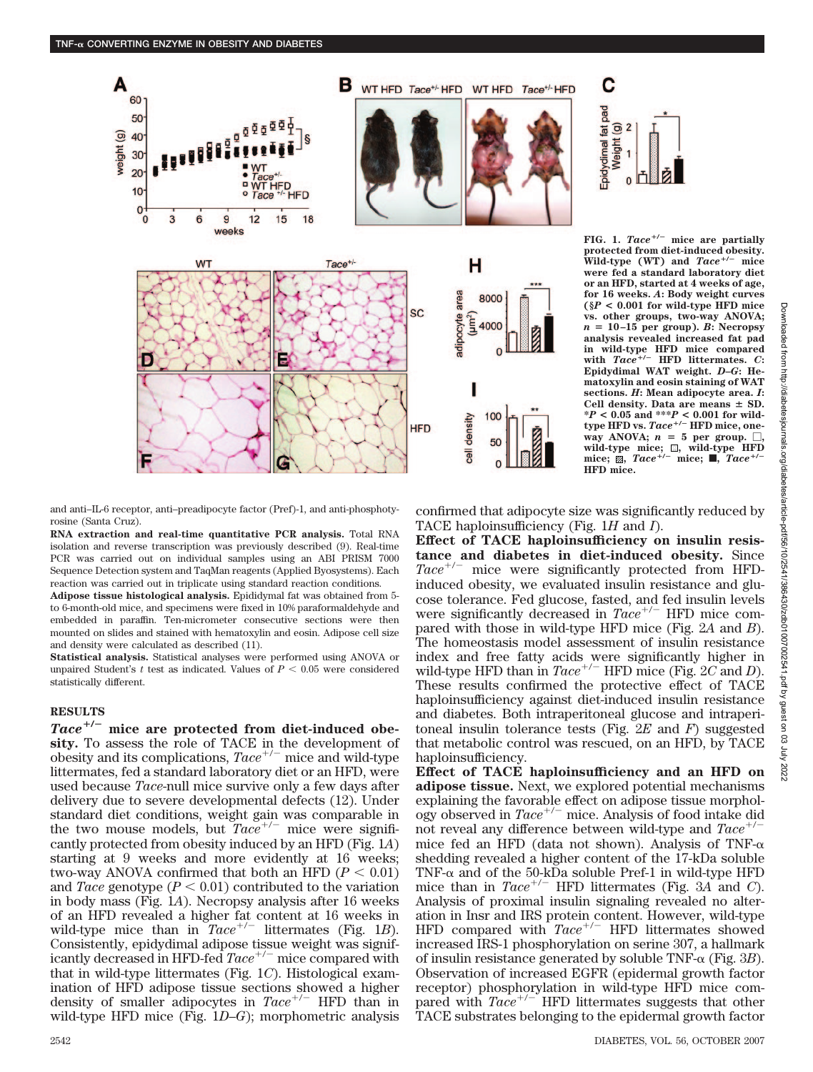FIG. 1. *Tace*$^{+/-}$ **mice are partially protected from diet-induced obesity. Wild-type (WT) and** *Tace*$^{+/-}$ **mice were fed a standard laboratory diet or an HFD, started at 4 weeks of age, for 16 weeks.** ***A*: Body weight curves (§$P < 0.001$ for wild-type HFD mice vs. other groups, two-way ANOVA; $n = 10$–15 per group).** ***B*: Necropsy analysis revealed increased fat pad in wild-type HFD mice compared with** *Tace*$^{+/-}$ **HFD littermates.** ***C*: Epidydimal WAT weight.** ***D–G*: Hematoxylin and eosin staining of WAT sections.** ***H*: Mean adipocyte area.** ***I*: Cell density. Data are means ± SD. *$P < 0.05$ and ***$P < 0.001$ for wild-type HFD vs.** *Tace*$^{+/-}$ **HFD mice, one-way ANOVA; $n = 5$ per group. □, wild-type mice; ▨, wild-type HFD mice; ▨, *Tace*$^{+/-}$ mice; ■, *Tace*$^{+/-}$ HFD mice.**

and anti–IL-6 receptor, anti–preadipocyte factor (Pref)-1, and anti-phosphotyrosine (Santa Cruz).

**RNA extraction and real-time quantitative PCR analysis.** Total RNA isolation and reverse transcription was previously described (9). Real-time PCR was carried out on individual samples using an ABI PRISM 7000 Sequence Detection system and TaqMan reagents (Applied Byosystems). Each reaction was carried out in triplicate using standard reaction conditions.

**Adipose tissue histological analysis.** Epididymal fat was obtained from 5- to 6-month-old mice, and specimens were fixed in 10% paraformaldehyde and embedded in paraffin. Ten-micrometer consecutive sections were then mounted on slides and stained with hematoxylin and eosin. Adipose cell size and density were calculated as described (11).

**Statistical analysis.** Statistical analyses were performed using ANOVA or unpaired Student's *t* test as indicated. Values of $P < 0.05$ were considered statistically different.

## RESULTS

***Tace*$^{+/-}$ mice are protected from diet-induced obesity.** To assess the role of TACE in the development of obesity and its complications, *Tace*$^{+/-}$ mice and wild-type littermates, fed a standard laboratory diet or an HFD, were used because *Tace*-null mice survive only a few days after delivery due to severe developmental defects (12). Under standard diet conditions, weight gain was comparable in the two mouse models, but *Tace*$^{+/-}$ mice were significantly protected from obesity induced by an HFD (Fig. 1*A*) starting at 9 weeks and more evidently at 16 weeks; two-way ANOVA confirmed that both an HFD ($P < 0.01$) and *Tace* genotype ($P < 0.01$) contributed to the variation in body mass (Fig. 1*A*). Necropsy analysis after 16 weeks of an HFD revealed a higher fat content at 16 weeks in wild-type mice than in *Tace*$^{+/-}$ littermates (Fig. 1*B*). Consistently, epidymal adipose tissue weight was significantly decreased in HFD-fed *Tace*$^{+/-}$ mice compared with that in wild-type littermates (Fig. 1*C*). Histological examination of HFD adipose tissue sections showed a higher density of smaller adipocytes in *Tace*$^{+/-}$ HFD than in wild-type HFD mice (Fig. 1*D–G*); morphometric analysis confirmed that adipocyte size was significantly reduced by TACE haploinsufficiency (Fig. 1*H* and *I*).

**Effect of TACE haploinsufficiency on insulin resistance and diabetes in diet-induced obesity.** Since *Tace*$^{+/-}$ mice were significantly protected from HFD-induced obesity, we evaluated insulin resistance and glucose tolerance. Fed glucose, fasted, and fed insulin levels were significantly decreased in *Tace*$^{+/-}$ HFD mice compared with those in wild-type HFD mice (Fig. 2*A* and *B*). The homeostasis model assessment of insulin resistance index and free fatty acids were significantly higher in wild-type HFD than in *Tace*$^{+/-}$ HFD mice (Fig. 2*C* and *D*). These results confirmed the protective effect of TACE haploinsufficiency against diet-induced insulin resistance and diabetes. Both intraperitoneal glucose and intraperitoneal insulin tolerance tests (Fig. 2*E* and *F*) suggested that metabolic control was rescued, on an HFD, by TACE haploinsufficiency.

**Effect of TACE haploinsufficiency and an HFD on adipose tissue.** Next, we explored potential mechanisms explaining the favorable effect on adipose tissue morphology observed in *Tace*$^{+/-}$ mice. Analysis of food intake did not reveal any difference between wild-type and *Tace*$^{+/-}$ mice fed an HFD (data not shown). Analysis of TNF-α shedding revealed a higher content of the 17-kDa soluble TNF-α and of the 50-kDa soluble Pref-1 in wild-type HFD mice than in *Tace*$^{+/-}$ HFD littermates (Fig. 3*A* and *C*). Analysis of proximal insulin signaling revealed no alteration in Insr and IRS protein content. However, wild-type HFD compared with *Tace*$^{+/-}$ HFD littermates showed increased IRS-1 phosphorylation on serine 307, a hallmark of insulin resistance generated by soluble TNF-α (Fig. 3*B*). Observation of increased EGFR (epidermal growth factor receptor) phosphorylation in wild-type HFD mice compared with *Tace*$^{+/-}$ HFD littermates suggests that other TACE substrates belonging to the epidermal growth factor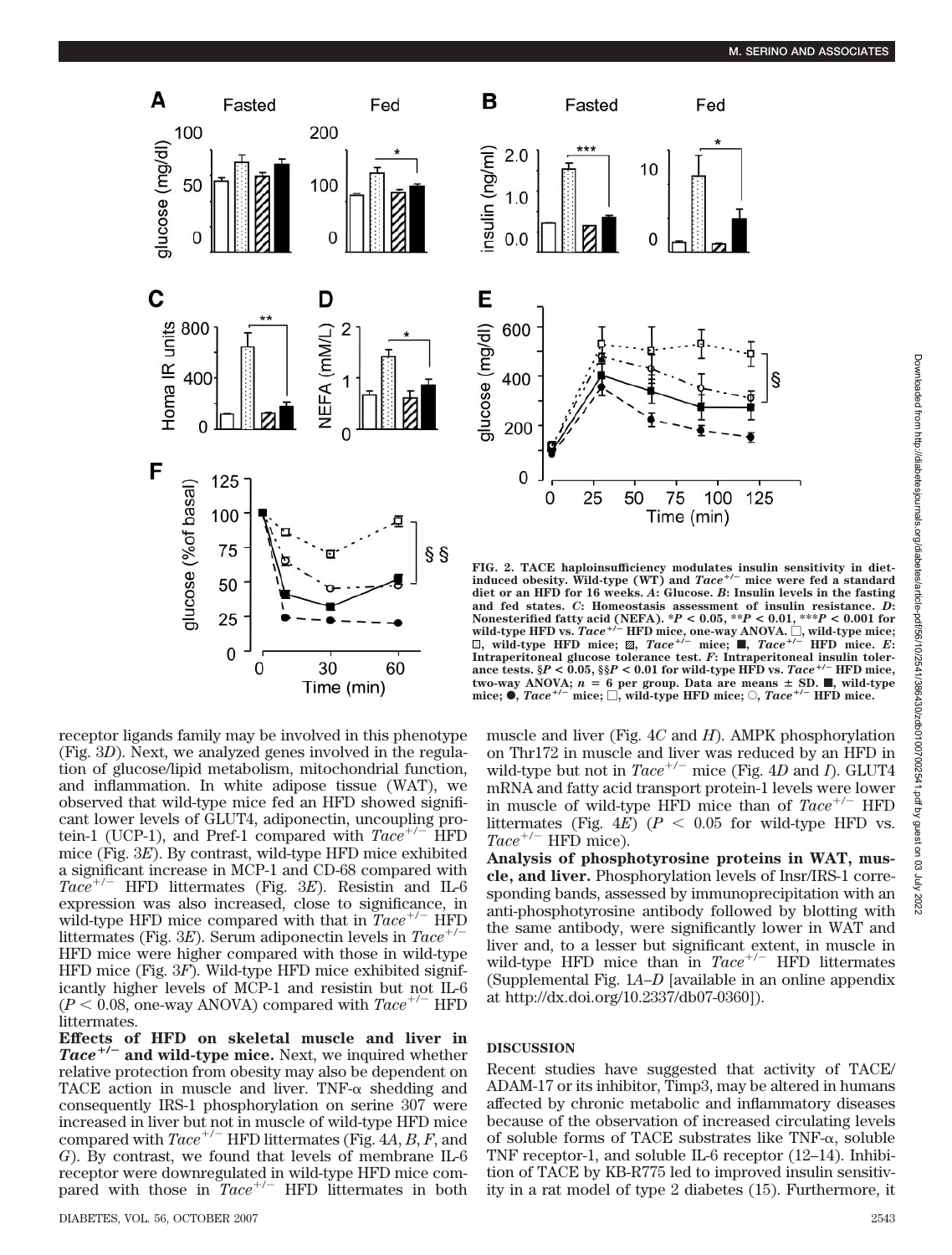FIG. 2. TACE haploinsufficiency modulates insulin sensitivity in diet-induced obesity. Wild-type (WT) and $Tace^{+/-}$ mice were fed a standard diet or an HFD for 16 weeks. *A*: Glucose. *B*: Insulin levels in the fasting and fed states. *C*: Homeostasis assessment of insulin resistance. *D*: Nonesterified fatty acid (NEFA). \*$P < 0.05$, \*\*$P < 0.01$, \*\*\*$P < 0.001$ for wild-type HFD vs. $Tace^{+/-}$ HFD mice, one-way ANOVA. □, wild-type mice; ▨ (dotted), wild-type HFD mice; ▨, $Tace^{+/-}$ mice; ■, $Tace^{+/-}$ HFD mice. *E*: Intraperitoneal glucose tolerance test. *F*: Intraperitoneal insulin tolerance tests. §$P < 0.05$, §§$P < 0.01$ for wild-type HFD vs. $Tace^{+/-}$ HFD mice, two-way ANOVA; $n = 6$ per group. Data are means ± SD. ■, wild-type mice; ●, $Tace^{+/-}$ mice; □, wild-type HFD mice; ○, $Tace^{+/-}$ HFD mice.

receptor ligands family may be involved in this phenotype (Fig. 3*D*). Next, we analyzed genes involved in the regulation of glucose/lipid metabolism, mitochondrial function, and inflammation. In white adipose tissue (WAT), we observed that wild-type mice fed an HFD showed significant lower levels of GLUT4, adiponectin, uncoupling protein-1 (UCP-1), and Pref-1 compared with $Tace^{+/-}$ HFD mice (Fig. 3*E*). By contrast, wild-type HFD mice exhibited a significant increase in MCP-1 and CD-68 compared with $Tace^{+/-}$ HFD littermates (Fig. 3*E*). Resistin and IL-6 expression was also increased, close to significance, in wild-type HFD mice compared with that in $Tace^{+/-}$ HFD littermates (Fig. 3*E*). Serum adiponectin levels in $Tace^{+/-}$ HFD mice were higher compared with those in wild-type HFD mice (Fig. 3*F*). Wild-type HFD mice exhibited significantly higher levels of MCP-1 and resistin but not IL-6 ($P < 0.08$, one-way ANOVA) compared with $Tace^{+/-}$ HFD littermates.

**Effects of HFD on skeletal muscle and liver in $Tace^{+/-}$ and wild-type mice.** Next, we inquired whether relative protection from obesity may also be dependent on TACE action in muscle and liver. TNF-α shedding and consequently IRS-1 phosphorylation on serine 307 were increased in liver but not in muscle of wild-type HFD mice compared with $Tace^{+/-}$ HFD littermates (Fig. 4*A*, *B*, *F*, and *G*). By contrast, we found that levels of membrane IL-6 receptor were downregulated in wild-type HFD mice compared with those in $Tace^{+/-}$ HFD littermates in both muscle and liver (Fig. 4*C* and *H*). AMPK phosphorylation on Thr172 in muscle and liver was reduced by an HFD in wild-type but not in $Tace^{+/-}$ mice (Fig. 4*D* and *I*). GLUT4 mRNA and fatty acid transport protein-1 levels were lower in muscle of wild-type HFD mice than of $Tace^{+/-}$ HFD littermates (Fig. 4*E*) ($P < 0.05$ for wild-type HFD vs. $Tace^{+/-}$ HFD mice).

**Analysis of phosphotyrosine proteins in WAT, muscle, and liver.** Phosphorylation levels of Insr/IRS-1 corresponding bands, assessed by immunoprecipitation with an anti-phosphotyrosine antibody followed by blotting with the same antibody, were significantly lower in WAT and liver and, to a lesser but significant extent, in muscle in wild-type HFD mice than in $Tace^{+/-}$ HFD littermates (Supplemental Fig. 1*A*–*D* [available in an online appendix at http://dx.doi.org/10.2337/db07-0360]).

## DISCUSSION

Recent studies have suggested that activity of TACE/ADAM-17 or its inhibitor, Timp3, may be altered in humans affected by chronic metabolic and inflammatory diseases because of the observation of increased circulating levels of soluble forms of TACE substrates like TNF-α, soluble TNF receptor-1, and soluble IL-6 receptor (12–14). Inhibition of TACE by KB-R775 led to improved insulin sensitivity in a rat model of type 2 diabetes (15). Furthermore, it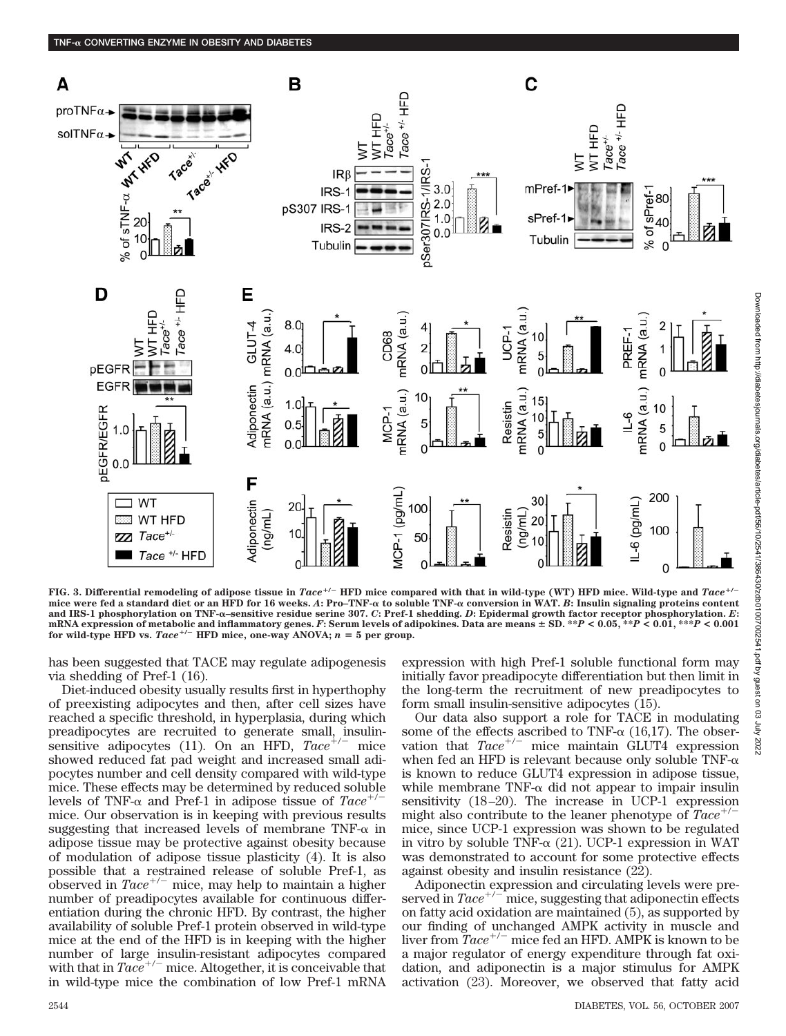**FIG. 3. Differential remodeling of adipose tissue in *Tace*$^{+/-}$ HFD mice compared with that in wild-type (WT) HFD mice. Wild-type and *Tace*$^{+/-}$ mice were fed a standard diet or an HFD for 16 weeks. *A*: Pro–TNF-α to soluble TNF-α conversion in WAT. *B*: Insulin signaling proteins content and IRS-1 phosphorylation on TNF-α–sensitive residue serine 307. *C*: Pref-1 shedding. *D*: Epidermal growth factor receptor phosphorylation. *E*: mRNA expression of metabolic and inflammatory genes. *F*: Serum levels of adipokines. Data are means ± SD. \*\*$P < 0.05$, \*\*$P < 0.01$, \*\*\*$P < 0.001$ for wild-type HFD vs. *Tace*$^{+/-}$ HFD mice, one-way ANOVA; $n = 5$ per group.**

has been suggested that TACE may regulate adipogenesis via shedding of Pref-1 (16).

Diet-induced obesity usually results first in hyperthophy of preexisting adipocytes and then, after cell sizes have reached a specific threshold, in hyperplasia, during which preadipocytes are recruited to generate small, insulin-sensitive adipocytes (11). On an HFD, *Tace*$^{+/-}$ mice showed reduced fat pad weight and increased small adipocytes number and cell density compared with wild-type mice. These effects may be determined by reduced soluble levels of TNF-α and Pref-1 in adipose tissue of *Tace*$^{+/-}$ mice. Our observation is in keeping with previous results suggesting that increased levels of membrane TNF-α in adipose tissue may be protective against obesity because of modulation of adipose tissue plasticity (4). It is also possible that a restrained release of soluble Pref-1, as observed in *Tace*$^{+/-}$ mice, may help to maintain a higher number of preadipocytes available for continuous differentiation during the chronic HFD. By contrast, the higher availability of soluble Pref-1 protein observed in wild-type mice at the end of the HFD is in keeping with the higher number of large insulin-resistant adipocytes compared with that in *Tace*$^{+/-}$ mice. Altogether, it is conceivable that in wild-type mice the combination of low Pref-1 mRNA expression with high Pref-1 soluble functional form may initially favor preadipocyte differentiation but then limit in the long-term the recruitment of new preadipocytes to form small insulin-sensitive adipocytes (15).

Our data also support a role for TACE in modulating some of the effects ascribed to TNF-α (16,17). The observation that *Tace*$^{+/-}$ mice maintain GLUT4 expression when fed an HFD is relevant because only soluble TNF-α is known to reduce GLUT4 expression in adipose tissue, while membrane TNF-α did not appear to impair insulin sensitivity (18–20). The increase in UCP-1 expression might also contribute to the leaner phenotype of *Tace*$^{+/-}$ mice, since UCP-1 expression was shown to be regulated in vitro by soluble TNF-α (21). UCP-1 expression in WAT was demonstrated to account for some protective effects against obesity and insulin resistance (22).

Adiponectin expression and circulating levels were preserved in *Tace*$^{+/-}$ mice, suggesting that adiponectin effects on fatty acid oxidation are maintained (5), as supported by our finding of unchanged AMPK activity in muscle and liver from *Tace*$^{+/-}$ mice fed an HFD. AMPK is known to be a major regulator of energy expenditure through fat oxidation, and adiponectin is a major stimulus for AMPK activation (23). Moreover, we observed that fatty acid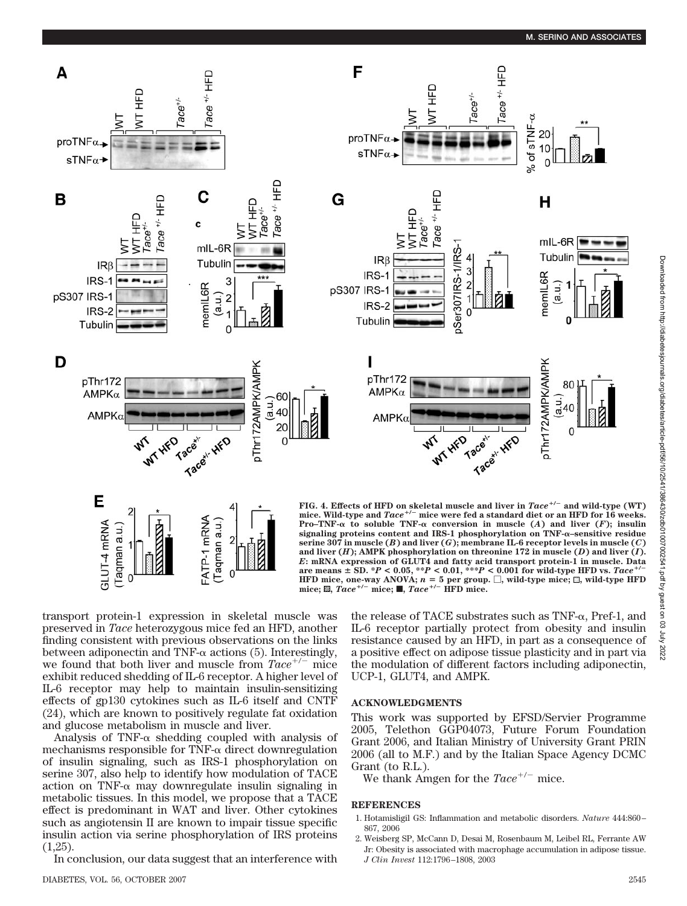FIG. 4. Effects of HFD on skeletal muscle and liver in *Tace*$^{+/-}$ and wild-type (WT) mice. Wild-type and *Tace*$^{+/-}$ mice were fed a standard diet or an HFD for 16 weeks. Pro–TNF-α to soluble TNF-α conversion in muscle (*A*) and liver (*F*); insulin signaling proteins content and IRS-1 phosphorylation on TNF-α–sensitive residue serine 307 in muscle (*B*) and liver (*G*); membrane IL-6 receptor levels in muscle (*C*) and liver (*H*); AMPK phosphorylation on threonine 172 in muscle (*D*) and liver (*I*). *E*: mRNA expression of GLUT4 and fatty acid transport protein-1 in muscle. Data are means ± SD. \**P* < 0.05, \*\**P* < 0.01, \*\*\**P* < 0.001 for wild-type HFD vs. *Tace*$^{+/-}$ HFD mice, one-way ANOVA; *n* = 5 per group. □, wild-type mice; ▨ (dotted), wild-type HFD mice; ▨ (hatched), *Tace*$^{+/-}$ mice; ■, *Tace*$^{+/-}$ HFD mice.

transport protein-1 expression in skeletal muscle was preserved in *Tace* heterozygous mice fed an HFD, another finding consistent with previous observations on the links between adiponectin and TNF-α actions (5). Interestingly, we found that both liver and muscle from *Tace*$^{+/-}$ mice exhibit reduced shedding of IL-6 receptor. A higher level of IL-6 receptor may help to maintain insulin-sensitizing effects of gp130 cytokines such as IL-6 itself and CNTF (24), which are known to positively regulate fat oxidation and glucose metabolism in muscle and liver.

Analysis of TNF-α shedding coupled with analysis of mechanisms responsible for TNF-α direct downregulation of insulin signaling, such as IRS-1 phosphorylation on serine 307, also help to identify how modulation of TACE action on TNF-α may downregulate insulin signaling in metabolic tissues. In this model, we propose that a TACE effect is predominant in WAT and liver. Other cytokines such as angiotensin II are known to impair tissue specific insulin action via serine phosphorylation of IRS proteins (1,25).

In conclusion, our data suggest that an interference with the release of TACE substrates such as TNF-α, Pref-1, and IL-6 receptor partially protect from obesity and insulin resistance caused by an HFD, in part as a consequence of a positive effect on adipose tissue plasticity and in part via the modulation of different factors including adiponectin, UCP-1, GLUT4, and AMPK.

## ACKNOWLEDGMENTS

This work was supported by EFSD/Servier Programme 2005, Telethon GGP04073, Future Forum Foundation Grant 2006, and Italian Ministry of University Grant PRIN 2006 (all to M.F.) and by the Italian Space Agency DCMC Grant (to R.L.).

We thank Amgen for the *Tace*$^{+/-}$ mice.

## REFERENCES

1. Hotamisligil GS: Inflammation and metabolic disorders. *Nature* 444:860–867, 2006
2. Weisberg SP, McCann D, Desai M, Rosenbaum M, Leibel RL, Ferrante AW Jr: Obesity is associated with macrophage accumulation in adipose tissue. *J Clin Invest* 112:1796–1808, 2003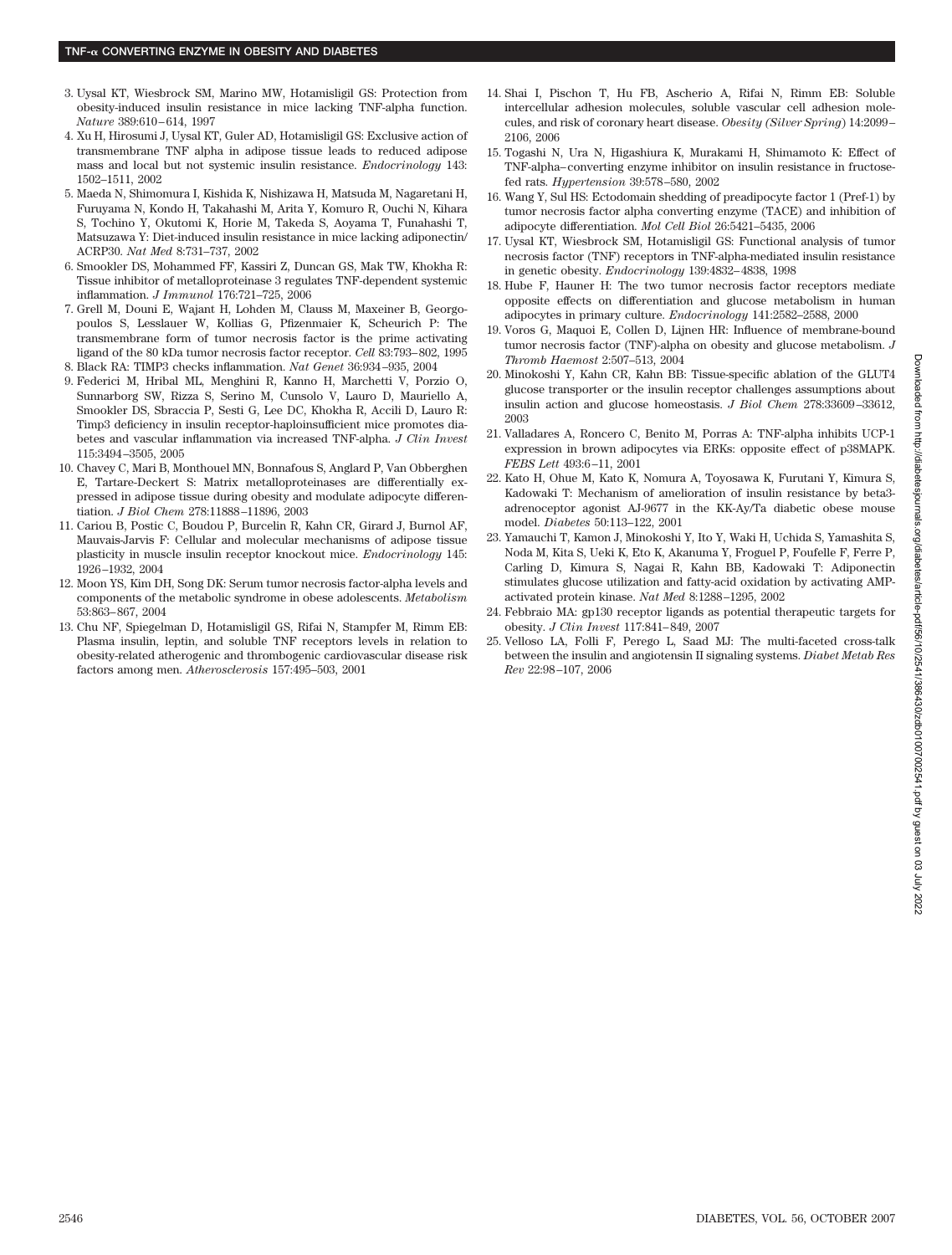3. Uysal KT, Wiesbrock SM, Marino MW, Hotamisligil GS: Protection from obesity-induced insulin resistance in mice lacking TNF-alpha function. *Nature* 389:610–614, 1997
4. Xu H, Hirosumi J, Uysal KT, Guler AD, Hotamisligil GS: Exclusive action of transmembrane TNF alpha in adipose tissue leads to reduced adipose mass and local but not systemic insulin resistance. *Endocrinology* 143: 1502–1511, 2002
5. Maeda N, Shimomura I, Kishida K, Nishizawa H, Matsuda M, Nagaretani H, Furuyama N, Kondo H, Takahashi M, Arita Y, Komuro R, Ouchi N, Kihara S, Tochino Y, Okutomi K, Horie M, Takeda S, Aoyama T, Funahashi T, Matsuzawa Y: Diet-induced insulin resistance in mice lacking adiponectin/ACRP30. *Nat Med* 8:731–737, 2002
6. Smookler DS, Mohammed FF, Kassiri Z, Duncan GS, Mak TW, Khokha R: Tissue inhibitor of metalloproteinase 3 regulates TNF-dependent systemic inflammation. *J Immunol* 176:721–725, 2006
7. Grell M, Douni E, Wajant H, Lohden M, Clauss M, Maxeiner B, Georgopoulos S, Lesslauer W, Kollias G, Pfizenmaier K, Scheurich P: The transmembrane form of tumor necrosis factor is the prime activating ligand of the 80 kDa tumor necrosis factor receptor. *Cell* 83:793–802, 1995
8. Black RA: TIMP3 checks inflammation. *Nat Genet* 36:934–935, 2004
9. Federici M, Hribal ML, Menghini R, Kanno H, Marchetti V, Porzio O, Sunnarborg SW, Rizza S, Serino M, Cunsolo V, Lauro D, Mauriello A, Smookler DS, Sbraccia P, Sesti G, Lee DC, Khokha R, Accili D, Lauro R: Timp3 deficiency in insulin receptor-haploinsufficient mice promotes diabetes and vascular inflammation via increased TNF-alpha. *J Clin Invest* 115:3494–3505, 2005
10. Chavey C, Mari B, Monthouel MN, Bonnafous S, Anglard P, Van Obberghen E, Tartare-Deckert S: Matrix metalloproteinases are differentially expressed in adipose tissue during obesity and modulate adipocyte differentiation. *J Biol Chem* 278:11888–11896, 2003
11. Cariou B, Postic C, Boudou P, Burcelin R, Kahn CR, Girard J, Burnol AF, Mauvais-Jarvis F: Cellular and molecular mechanisms of adipose tissue plasticity in muscle insulin receptor knockout mice. *Endocrinology* 145: 1926–1932, 2004
12. Moon YS, Kim DH, Song DK: Serum tumor necrosis factor-alpha levels and components of the metabolic syndrome in obese adolescents. *Metabolism* 53:863–867, 2004
13. Chu NF, Spiegelman D, Hotamisligil GS, Rifai N, Stampfer M, Rimm EB: Plasma insulin, leptin, and soluble TNF receptors levels in relation to obesity-related atherogenic and thrombogenic cardiovascular disease risk factors among men. *Atherosclerosis* 157:495–503, 2001
14. Shai I, Pischon T, Hu FB, Ascherio A, Rifai N, Rimm EB: Soluble intercellular adhesion molecules, soluble vascular cell adhesion molecules, and risk of coronary heart disease. *Obesity (Silver Spring)* 14:2099–2106, 2006
15. Togashi N, Ura N, Higashiura K, Murakami H, Shimamoto K: Effect of TNF-alpha–converting enzyme inhibitor on insulin resistance in fructose-fed rats. *Hypertension* 39:578–580, 2002
16. Wang Y, Sul HS: Ectodomain shedding of preadipocyte factor 1 (Pref-1) by tumor necrosis factor alpha converting enzyme (TACE) and inhibition of adipocyte differentiation. *Mol Cell Biol* 26:5421–5435, 2006
17. Uysal KT, Wiesbrock SM, Hotamisligil GS: Functional analysis of tumor necrosis factor (TNF) receptors in TNF-alpha-mediated insulin resistance in genetic obesity. *Endocrinology* 139:4832–4838, 1998
18. Hube F, Hauner H: The two tumor necrosis factor receptors mediate opposite effects on differentiation and glucose metabolism in human adipocytes in primary culture. *Endocrinology* 141:2582–2588, 2000
19. Voros G, Maquoi E, Collen D, Lijnen HR: Influence of membrane-bound tumor necrosis factor (TNF)-alpha on obesity and glucose metabolism. *J Thromb Haemost* 2:507–513, 2004
20. Minokoshi Y, Kahn CR, Kahn BB: Tissue-specific ablation of the GLUT4 glucose transporter or the insulin receptor challenges assumptions about insulin action and glucose homeostasis. *J Biol Chem* 278:33609–33612, 2003
21. Valladares A, Roncero C, Benito M, Porras A: TNF-alpha inhibits UCP-1 expression in brown adipocytes via ERKs: opposite effect of p38MAPK. *FEBS Lett* 493:6–11, 2001
22. Kato H, Ohue M, Kato K, Nomura A, Toyosawa K, Furutani Y, Kimura S, Kadowaki T: Mechanism of amelioration of insulin resistance by beta3-adrenoceptor agonist AJ-9677 in the KK-Ay/Ta diabetic obese mouse model. *Diabetes* 50:113–122, 2001
23. Yamauchi T, Kamon J, Minokoshi Y, Ito Y, Waki H, Uchida S, Yamashita S, Noda M, Kita S, Ueki K, Eto K, Akanuma Y, Froguel P, Foufelle F, Ferre P, Carling D, Kimura S, Nagai R, Kahn BB, Kadowaki T: Adiponectin stimulates glucose utilization and fatty-acid oxidation by activating AMP-activated protein kinase. *Nat Med* 8:1288–1295, 2002
24. Febbraio MA: gp130 receptor ligands as potential therapeutic targets for obesity. *J Clin Invest* 117:841–849, 2007
25. Velloso LA, Folli F, Perego L, Saad MJ: The multi-faceted cross-talk between the insulin and angiotensin II signaling systems. *Diabet Metab Res Rev* 22:98–107, 2006